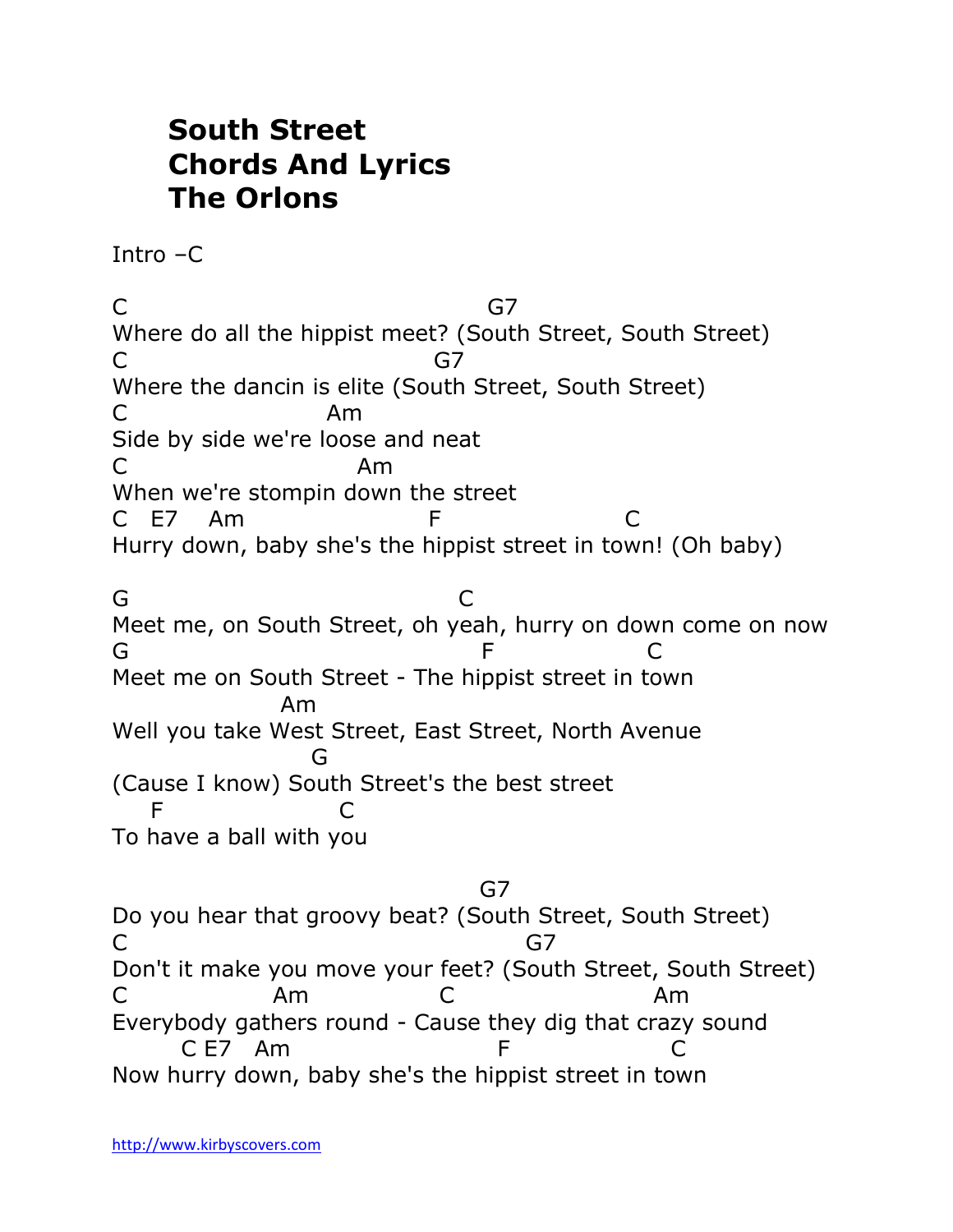# South Street
# Chords And Lyrics
# The Orlons

Intro –C

```
C                                   G7
Where do all the hippist meet? (South Street, South Street)
C                              G7
Where the dancin is elite (South Street, South Street)
C                  Am
Side by side we're loose and neat
C                     Am
When we're stompin down the street
C   E7    Am                   F                  C
Hurry down, baby she's the hippist street in town! (Oh baby)

G                                C
Meet me, on South Street, oh yeah, hurry on down come on now
G                                   F               C
Meet me on South Street - The hippist street in town
                Am
Well you take West Street, East Street, North Avenue
                   G
(Cause I know) South Street's the best street
    F                 C
To have a ball with you

                                     G7
Do you hear that groovy beat? (South Street, South Street)
C                                        G7
Don't it make you move your feet? (South Street, South Street)
C              Am              C                     Am
Everybody gathers round - Cause they dig that crazy sound
      C E7   Am                    F                C
Now hurry down, baby she's the hippist street in town
```

http://www.kirbyscovers.com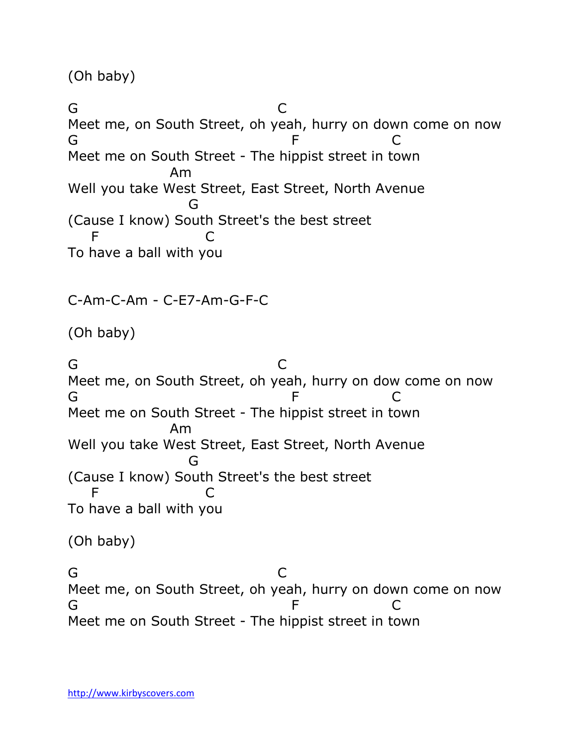(Oh baby)

```
G                                C
Meet me, on South Street, oh yeah, hurry on down come on now
G                                   F               C
Meet me on South Street - The hippist street in town
               Am
Well you take West Street, East Street, North Avenue
                  G
(Cause I know) South Street's the best street
    F               C
To have a ball with you
```

C-Am-C-Am - C-E7-Am-G-F-C

(Oh baby)

```
G                                C
Meet me, on South Street, oh yeah, hurry on dow come on now
G                                   F               C
Meet me on South Street - The hippist street in town
               Am
Well you take West Street, East Street, North Avenue
                  G
(Cause I know) South Street's the best street
    F               C
To have a ball with you
```

(Oh baby)

```
G                                C
Meet me, on South Street, oh yeah, hurry on down come on now
G                                   F               C
Meet me on South Street - The hippist street in town
```

http://www.kirbyscovers.com